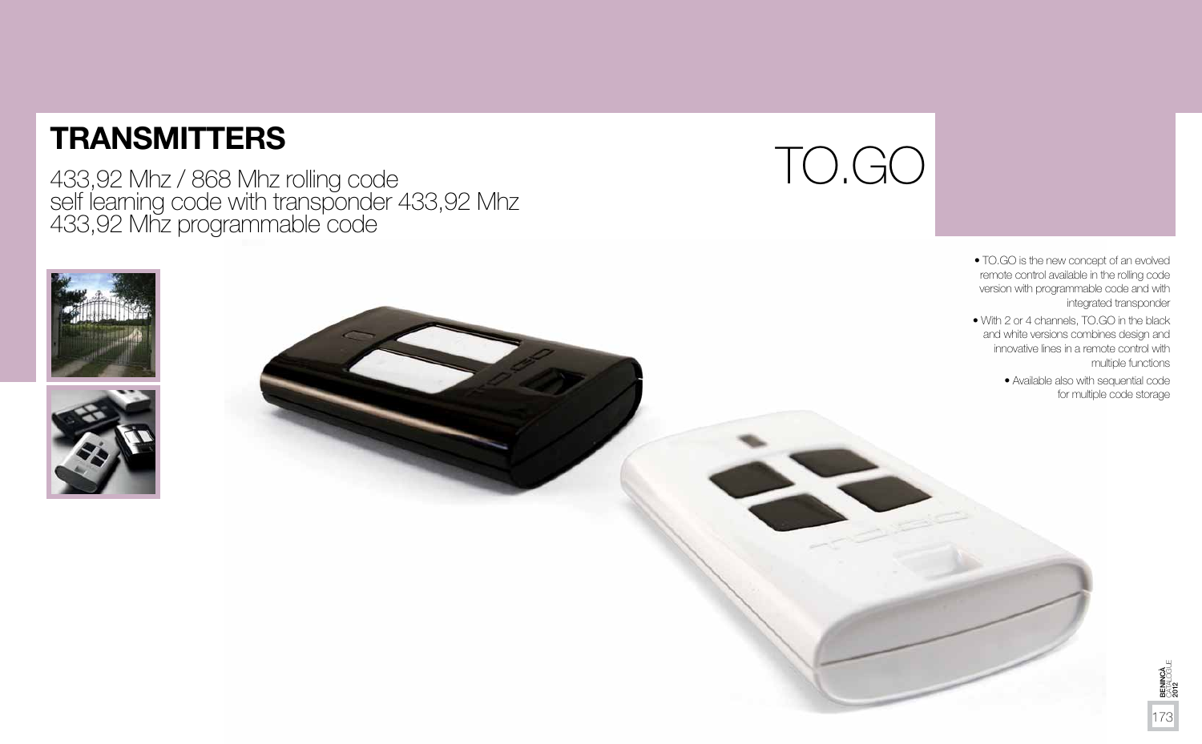# TRANSMITTERS

433,92 Mhz / 868 Mhz rolling code
self learning code with transponder 433,92 Mhz
433,92 Mhz programmable code

## TO.GO

- TO.GO is the new concept of an evolved remote control available in the rolling code version with programmable code and with integrated transponder
- With 2 or 4 channels, TO.GO in the black and white versions combines design and innovative lines in a remote control with multiple functions
- Available also with sequential code for multiple code storage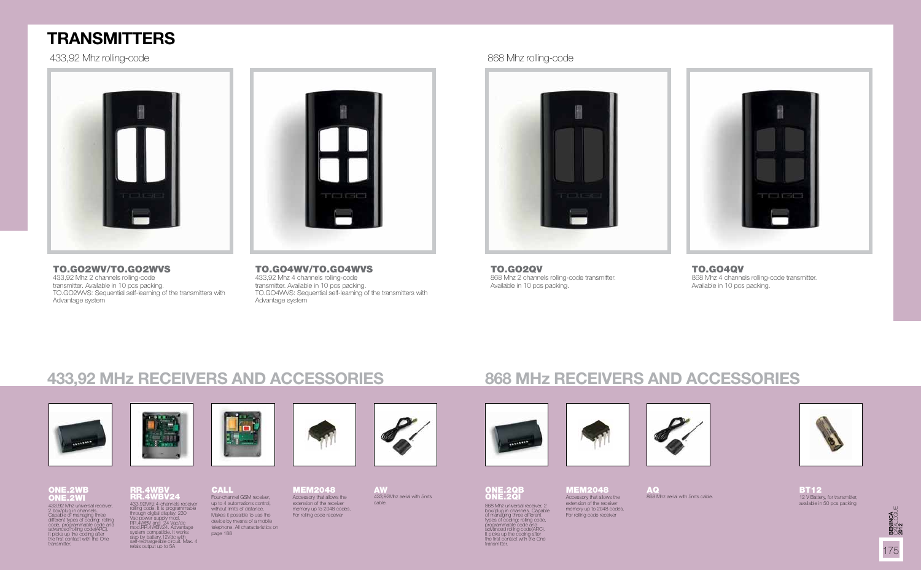# TRANSMITTERS

433,92 Mhz rolling-code

**TO.GO2WV/TO.GO2WVS**
433,92 Mhz 2 channels rolling-code transmitter. Available in 10 pcs packing.
TO.GO2WVS: Sequential self-learning of the transmitters with Advantage system

**TO.GO4WV/TO.GO4WVS**
433,92 Mhz 4 channels rolling-code transmitter. Available in 10 pcs packing.
TO.GO4WVS: Sequential self-learning of the transmitters with Advantage system

868 Mhz rolling-code

**TO.GO2QV**
868 Mhz 2 channels rolling-code transmitter. Available in 10 pcs packing.

**TO.GO4QV**
868 Mhz 4 channels rolling-code transmitter. Available in 10 pcs packing.

## 433,92 MHz RECEIVERS AND ACCESSORIES

**ONE.2WB**
**ONE.2WI**
433,92 Mhz universal receiver, 2 box/plug in channels. Capable of managing three different types of coding: rolling code, programmable code and advanced rolling code(ARC). It picks up the coding after the first contact with the One transmitter.

**RR.4WBV**
**RR.4WBV24**
433,92Mhz 4-channels receiver rolling code. It is programmable through digital display. 230 Vac power supply mod. RR.4WBV and 24 Vac/dc mod.RR.4WBV24. Advantage system compatible. It works also by battery,12Vdc with self-rechargeable circuit. Max. 4 relais output up to 5A

**CALL**
Four-channel GSM receiver, up to 4 automations control, without limits of distance. Makes it possible to use the device by means of a mobile telephone. All characteristics on page 188

**MEM2048**
Accessory that allows the extension of the receiver memory up to 2048 codes. For rolling code receiver

**AW**
433,92Mhz aerial with 5mts cable.

## 868 MHz RECEIVERS AND ACCESSORIES

**ONE.2QB**
**ONE.2QI**
868 Mhz universal receiver, 2 box/plug in channels. Capable of managing three different types of coding: rolling code, programmable code and advanced rolling code(ARC). It picks up the coding after the first contact with the One transmitter.

**MEM2048**
Accessory that allows the extension of the receiver memory up to 2048 codes. For rolling code receiver

**AQ**
868 Mhz aerial with 5mts cable.

**BT12**
12 V Battery, for transmitter, available in 50 pcs packing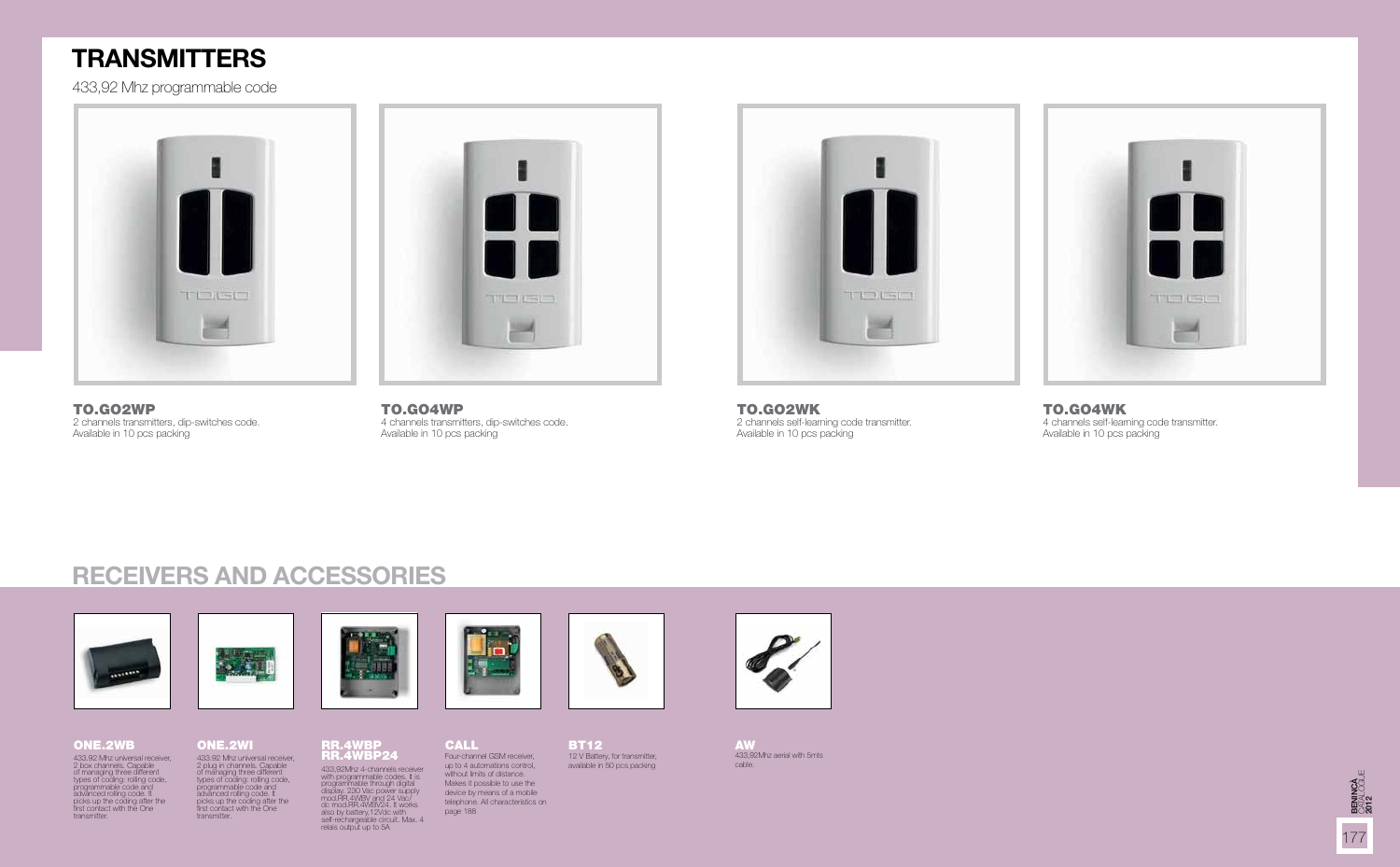# TRANSMITTERS

433,92 Mhz programmable code

**TO.GO2WP**
2 channels transmitters, dip-switches code.
Available in 10 pcs packing

**TO.GO4WP**
4 channels transmitters, dip-switches code.
Available in 10 pcs packing

**TO.GO2WK**
2 channels self-learning code transmitter.
Available in 10 pcs packing

**TO.GO4WK**
4 channels self-learning code transmitter.
Available in 10 pcs packing

## RECEIVERS AND ACCESSORIES

**ONE.2WB**
433,92 Mhz universal receiver, 2 box channels. Capable of managing three different types of coding: rolling code, programmable code and advanced rolling code. It picks up the coding after the first contact with the One transmitter.

**ONE.2WI**
433,92 Mhz universal receiver, 2 plug in channels. Capable of managing three different types of coding: rolling code, programmable code and advanced rolling code. It picks up the coding after the first contact with the One transmitter.

**RR.4WBP**
**RR.4WBP24**
433,92Mhz 4-channels receiver with programmable codes. It is programmable through digital display. 230 Vac power supply mod.RR.4WBV and 24 Vac/dc mod.RR.4WBV24. It works also by battery,12Vdc with self-rechargeable circuit. Max. 4 relais output up to 5A

**CALL**
Four-channel GSM receiver, up to 4 automations control, without limits of distance. Makes it possible to use the device by means of a mobile telephone. All characteristics on page 188

**BT12**
12 V Battery, for transmitter, available in 50 pcs packing

**AW**
433,92Mhz aerial with 5mts cable.